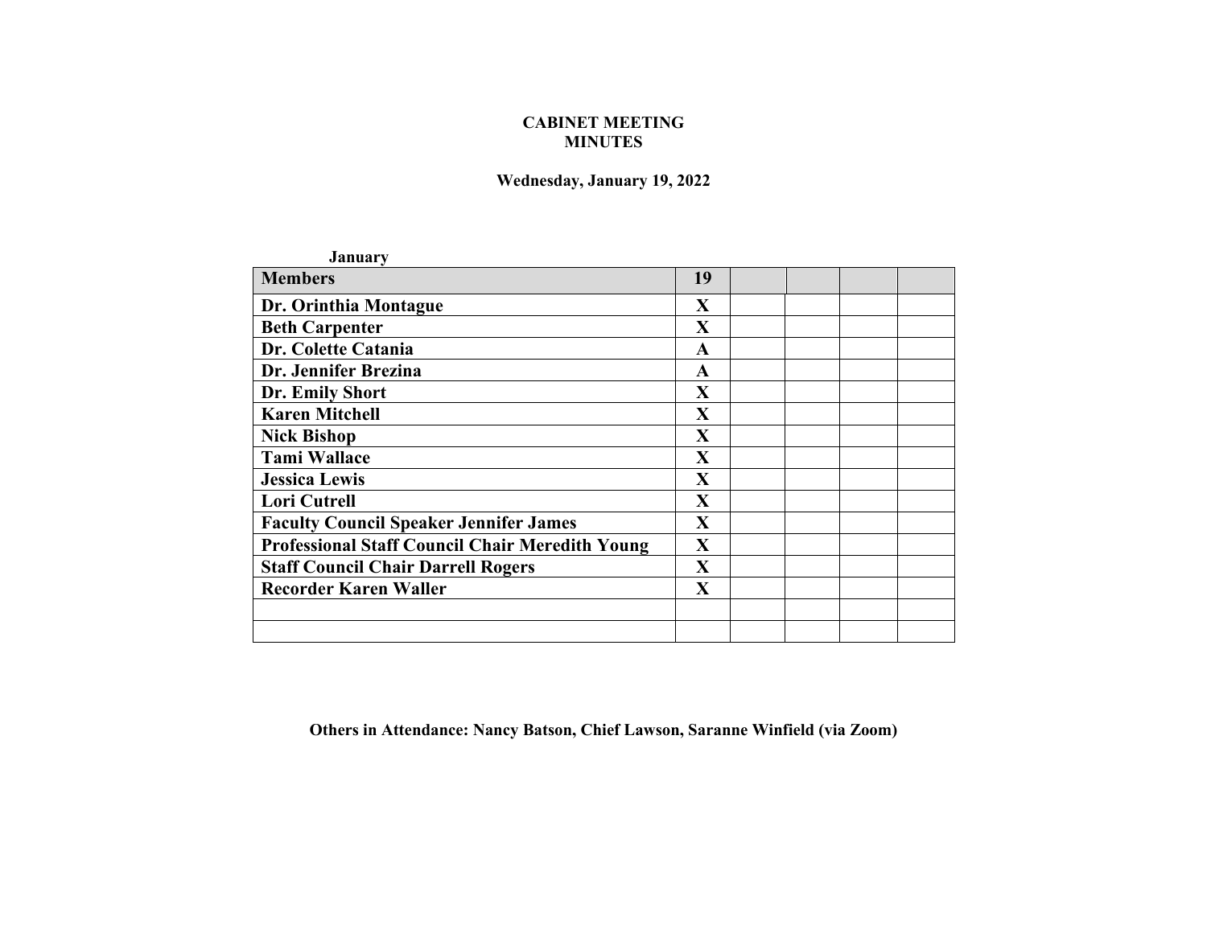**CABINET MEETING**
**MINUTES**

**Wednesday, January 19, 2022**

**January**

| Members | 19 | | | | |
|---|---|---|---|---|---|
| Dr. Orinthia Montague | X | | | | |
| Beth Carpenter | X | | | | |
| Dr. Colette Catania | A | | | | |
| Dr. Jennifer Brezina | A | | | | |
| Dr. Emily Short | X | | | | |
| Karen Mitchell | X | | | | |
| Nick Bishop | X | | | | |
| Tami Wallace | X | | | | |
| Jessica Lewis | X | | | | |
| Lori Cutrell | X | | | | |
| Faculty Council Speaker Jennifer James | X | | | | |
| Professional Staff Council Chair Meredith Young | X | | | | |
| Staff Council Chair Darrell Rogers | X | | | | |
| Recorder Karen Waller | X | | | | |
| | | | | | |
| | | | | | |

**Others in Attendance: Nancy Batson, Chief Lawson, Saranne Winfield (via Zoom)**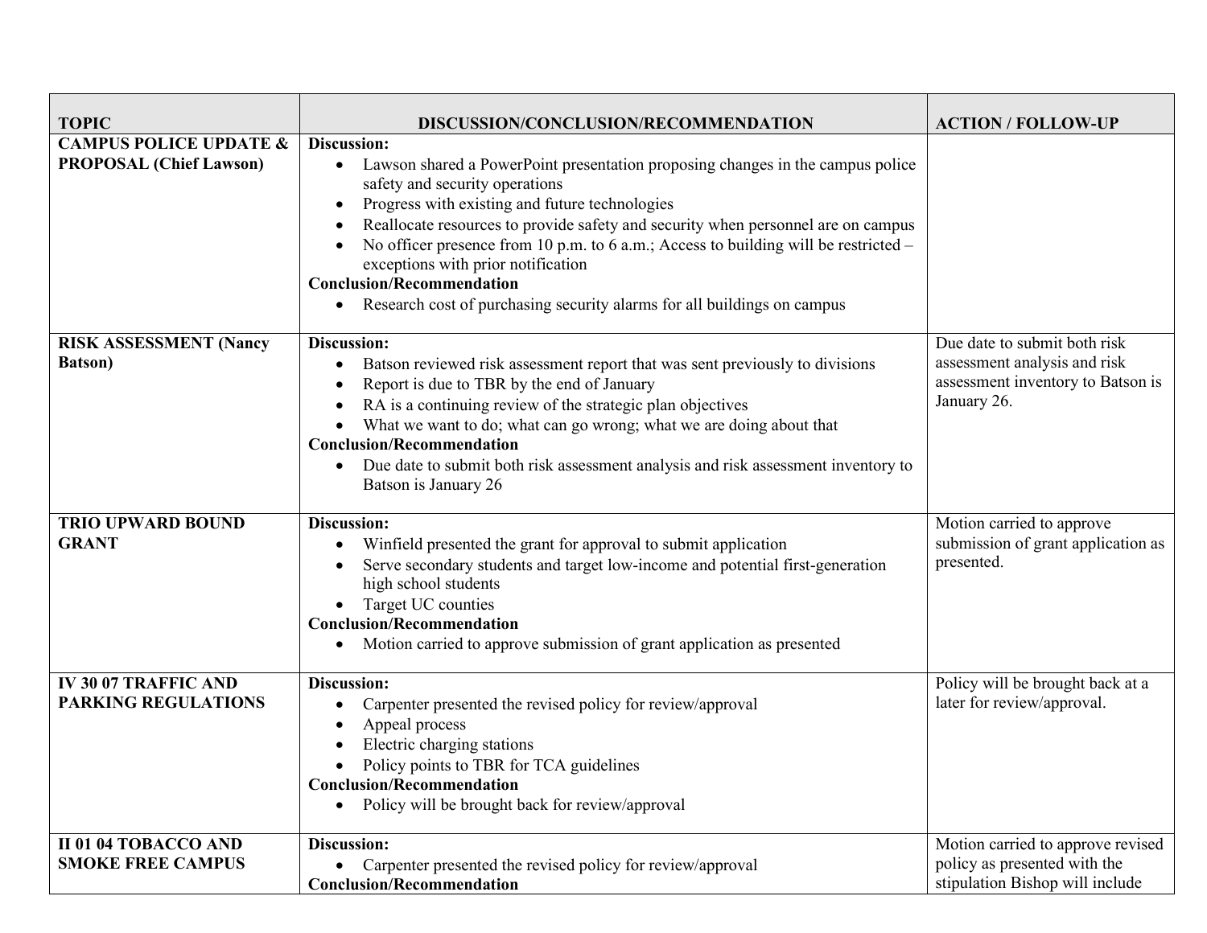| TOPIC | DISCUSSION/CONCLUSION/RECOMMENDATION | ACTION / FOLLOW-UP |
|---|---|---|
| **CAMPUS POLICE UPDATE & PROPOSAL (Chief Lawson)** | **Discussion:**<br>• Lawson shared a PowerPoint presentation proposing changes in the campus police safety and security operations<br>• Progress with existing and future technologies<br>• Reallocate resources to provide safety and security when personnel are on campus<br>• No officer presence from 10 p.m. to 6 a.m.; Access to building will be restricted – exceptions with prior notification<br>**Conclusion/Recommendation**<br>• Research cost of purchasing security alarms for all buildings on campus | |
| **RISK ASSESSMENT (Nancy Batson)** | **Discussion:**<br>• Batson reviewed risk assessment report that was sent previously to divisions<br>• Report is due to TBR by the end of January<br>• RA is a continuing review of the strategic plan objectives<br>• What we want to do; what can go wrong; what we are doing about that<br>**Conclusion/Recommendation**<br>• Due date to submit both risk assessment analysis and risk assessment inventory to Batson is January 26 | Due date to submit both risk assessment analysis and risk assessment inventory to Batson is January 26. |
| **TRIO UPWARD BOUND GRANT** | **Discussion:**<br>• Winfield presented the grant for approval to submit application<br>• Serve secondary students and target low-income and potential first-generation high school students<br>• Target UC counties<br>**Conclusion/Recommendation**<br>• Motion carried to approve submission of grant application as presented | Motion carried to approve submission of grant application as presented. |
| **IV 30 07 TRAFFIC AND PARKING REGULATIONS** | **Discussion:**<br>• Carpenter presented the revised policy for review/approval<br>• Appeal process<br>• Electric charging stations<br>• Policy points to TBR for TCA guidelines<br>**Conclusion/Recommendation**<br>• Policy will be brought back for review/approval | Policy will be brought back at a later for review/approval. |
| **II 01 04 TOBACCO AND SMOKE FREE CAMPUS** | **Discussion:**<br>• Carpenter presented the revised policy for review/approval<br>**Conclusion/Recommendation** | Motion carried to approve revised policy as presented with the stipulation Bishop will include |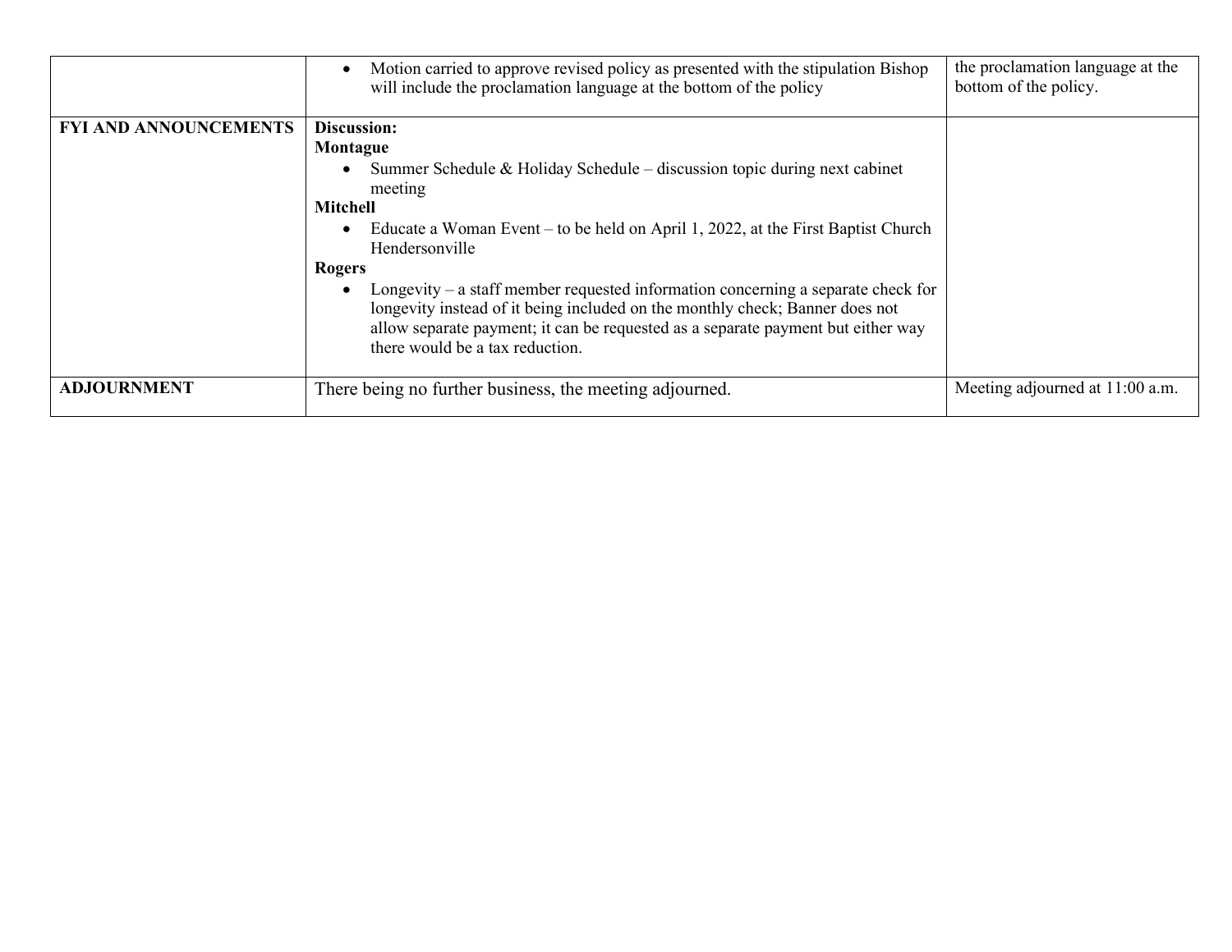| | | |
|---|---|---|
| | • Motion carried to approve revised policy as presented with the stipulation Bishop will include the proclamation language at the bottom of the policy | the proclamation language at the bottom of the policy. |
| **FYI AND ANNOUNCEMENTS** | **Discussion:**<br>**Montague**<br>• Summer Schedule & Holiday Schedule – discussion topic during next cabinet meeting<br>**Mitchell**<br>• Educate a Woman Event – to be held on April 1, 2022, at the First Baptist Church Hendersonville<br>**Rogers**<br>• Longevity – a staff member requested information concerning a separate check for longevity instead of it being included on the monthly check; Banner does not allow separate payment; it can be requested as a separate payment but either way there would be a tax reduction. | |
| **ADJOURNMENT** | There being no further business, the meeting adjourned. | Meeting adjourned at 11:00 a.m. |